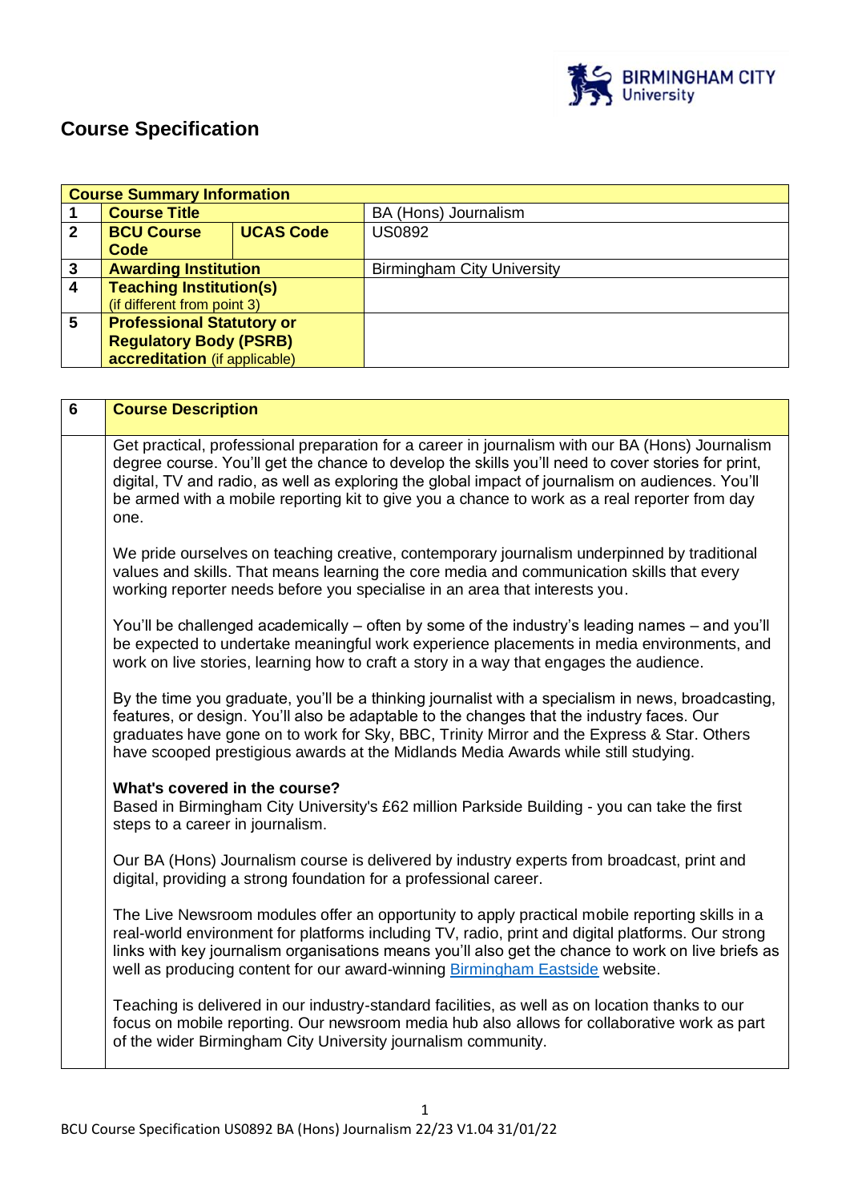# Course Specification

| Course Summary Information | | | |
|---|---|---|---|
| 1 | **Course Title** | | BA (Hons) Journalism |
| 2 | **BCU Course Code** | **UCAS Code** | US0892 |
| 3 | **Awarding Institution** | | Birmingham City University |
| 4 | **Teaching Institution(s)** (if different from point 3) | | |
| 5 | **Professional Statutory or Regulatory Body (PSRB) accreditation** (if applicable) | | |

| 6 | Course Description |
|---|---|
| | Get practical, professional preparation for a career in journalism with our BA (Hons) Journalism degree course. You'll get the chance to develop the skills you'll need to cover stories for print, digital, TV and radio, as well as exploring the global impact of journalism on audiences. You'll be armed with a mobile reporting kit to give you a chance to work as a real reporter from day one. <br><br> We pride ourselves on teaching creative, contemporary journalism underpinned by traditional values and skills. That means learning the core media and communication skills that every working reporter needs before you specialise in an area that interests you. <br><br> You'll be challenged academically – often by some of the industry's leading names – and you'll be expected to undertake meaningful work experience placements in media environments, and work on live stories, learning how to craft a story in a way that engages the audience. <br><br> By the time you graduate, you'll be a thinking journalist with a specialism in news, broadcasting, features, or design. You'll also be adaptable to the changes that the industry faces. Our graduates have gone on to work for Sky, BBC, Trinity Mirror and the Express & Star. Others have scooped prestigious awards at the Midlands Media Awards while still studying. <br><br> **What's covered in the course?** <br> Based in Birmingham City University's £62 million Parkside Building - you can take the first steps to a career in journalism. <br><br> Our BA (Hons) Journalism course is delivered by industry experts from broadcast, print and digital, providing a strong foundation for a professional career. <br><br> The Live Newsroom modules offer an opportunity to apply practical mobile reporting skills in a real-world environment for platforms including TV, radio, print and digital platforms. Our strong links with key journalism organisations means you'll also get the chance to work on live briefs as well as producing content for our award-winning Birmingham Eastside website. <br><br> Teaching is delivered in our industry-standard facilities, as well as on location thanks to our focus on mobile reporting. Our newsroom media hub also allows for collaborative work as part of the wider Birmingham City University journalism community. |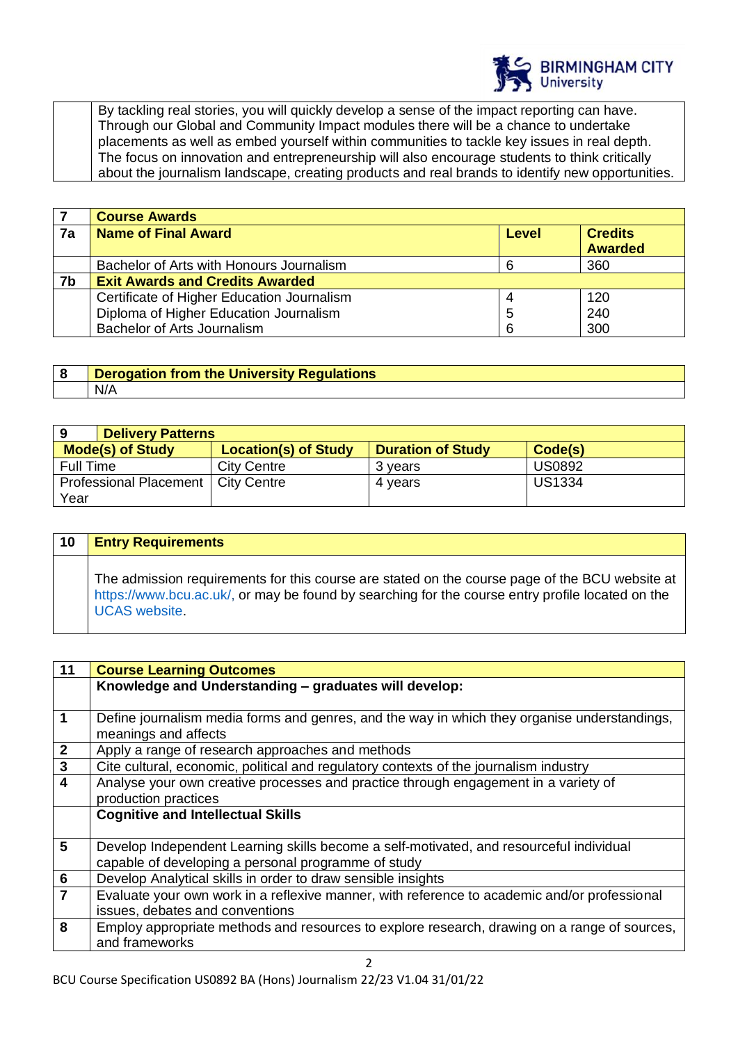| | |
|---|---|
| | By tackling real stories, you will quickly develop a sense of the impact reporting can have. Through our Global and Community Impact modules there will be a chance to undertake placements as well as embed yourself within communities to tackle key issues in real depth. The focus on innovation and entrepreneurship will also encourage students to think critically about the journalism landscape, creating products and real brands to identify new opportunities. |

| 7 | Course Awards | | |
|---|---|---|---|
| **7a** | **Name of Final Award** | **Level** | **Credits Awarded** |
| | Bachelor of Arts with Honours Journalism | 6 | 360 |
| **7b** | **Exit Awards and Credits Awarded** | | |
| | Certificate of Higher Education Journalism<br>Diploma of Higher Education Journalism<br>Bachelor of Arts Journalism | 4<br>5<br>6 | 120<br>240<br>300 |

| 8 | Derogation from the University Regulations |
|---|---|
| | N/A |

| 9 Delivery Patterns | | | |
|---|---|---|---|
| **Mode(s) of Study** | **Location(s) of Study** | **Duration of Study** | **Code(s)** |
| Full Time | City Centre | 3 years | US0892 |
| Professional Placement Year | City Centre | 4 years | US1334 |

| 10 | Entry Requirements |
|---|---|
| | The admission requirements for this course are stated on the course page of the BCU website at https://www.bcu.ac.uk/, or may be found by searching for the course entry profile located on the UCAS website. |

| 11 | Course Learning Outcomes |
|---|---|
| | **Knowledge and Understanding – graduates will develop:** |
| **1** | Define journalism media forms and genres, and the way in which they organise understandings, meanings and affects |
| **2** | Apply a range of research approaches and methods |
| **3** | Cite cultural, economic, political and regulatory contexts of the journalism industry |
| **4** | Analyse your own creative processes and practice through engagement in a variety of production practices |
| | **Cognitive and Intellectual Skills** |
| **5** | Develop Independent Learning skills become a self-motivated, and resourceful individual capable of developing a personal programme of study |
| **6** | Develop Analytical skills in order to draw sensible insights |
| **7** | Evaluate your own work in a reflexive manner, with reference to academic and/or professional issues, debates and conventions |
| **8** | Employ appropriate methods and resources to explore research, drawing on a range of sources, and frameworks |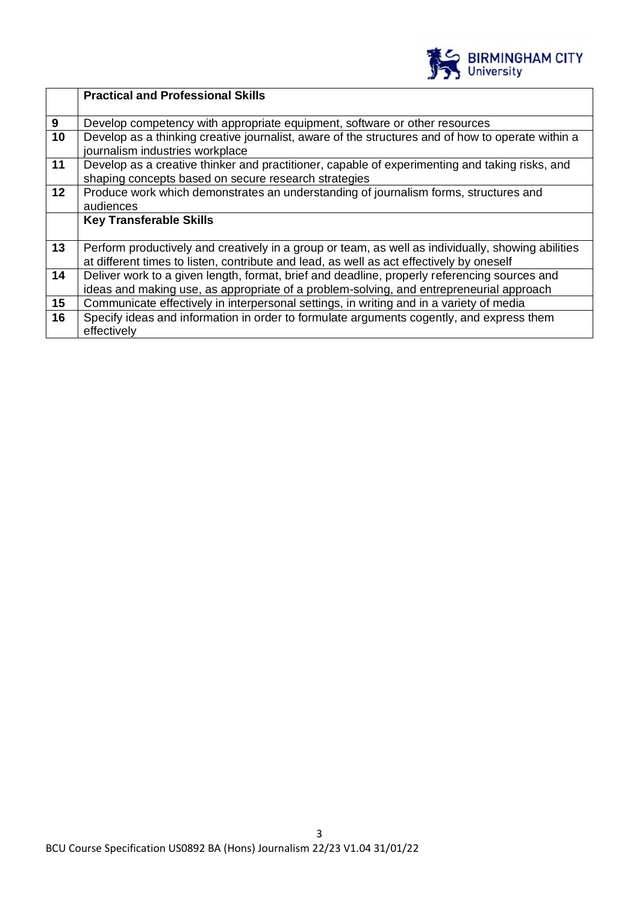| | Practical and Professional Skills |
|---|---|
| 9 | Develop competency with appropriate equipment, software or other resources |
| 10 | Develop as a thinking creative journalist, aware of the structures and of how to operate within a journalism industries workplace |
| 11 | Develop as a creative thinker and practitioner, capable of experimenting and taking risks, and shaping concepts based on secure research strategies |
| 12 | Produce work which demonstrates an understanding of journalism forms, structures and audiences |
| | **Key Transferable Skills** |
| 13 | Perform productively and creatively in a group or team, as well as individually, showing abilities at different times to listen, contribute and lead, as well as act effectively by oneself |
| 14 | Deliver work to a given length, format, brief and deadline, properly referencing sources and ideas and making use, as appropriate of a problem-solving, and entrepreneurial approach |
| 15 | Communicate effectively in interpersonal settings, in writing and in a variety of media |
| 16 | Specify ideas and information in order to formulate arguments cogently, and express them effectively |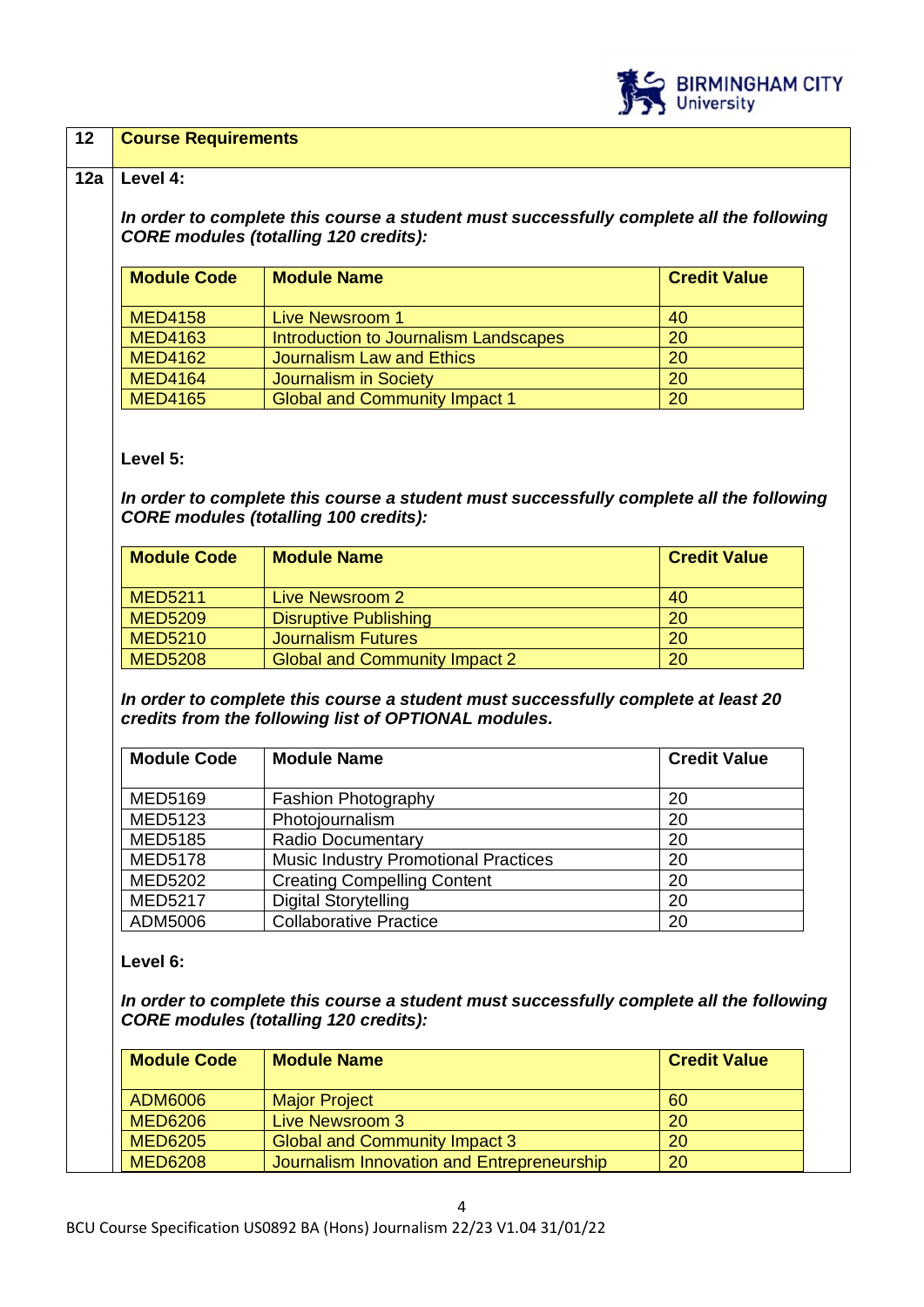## 12 Course Requirements

### 12a Level 4:

***In order to complete this course a student must successfully complete all the following CORE modules (totalling 120 credits):***

| Module Code | Module Name | Credit Value |
|---|---|---|
| MED4158 | Live Newsroom 1 | 40 |
| MED4163 | Introduction to Journalism Landscapes | 20 |
| MED4162 | Journalism Law and Ethics | 20 |
| MED4164 | Journalism in Society | 20 |
| MED4165 | Global and Community Impact 1 | 20 |

**Level 5:**

***In order to complete this course a student must successfully complete all the following CORE modules (totalling 100 credits):***

| Module Code | Module Name | Credit Value |
|---|---|---|
| MED5211 | Live Newsroom 2 | 40 |
| MED5209 | Disruptive Publishing | 20 |
| MED5210 | Journalism Futures | 20 |
| MED5208 | Global and Community Impact 2 | 20 |

***In order to complete this course a student must successfully complete at least 20 credits from the following list of OPTIONAL modules.***

| Module Code | Module Name | Credit Value |
|---|---|---|
| MED5169 | Fashion Photography | 20 |
| MED5123 | Photojournalism | 20 |
| MED5185 | Radio Documentary | 20 |
| MED5178 | Music Industry Promotional Practices | 20 |
| MED5202 | Creating Compelling Content | 20 |
| MED5217 | Digital Storytelling | 20 |
| ADM5006 | Collaborative Practice | 20 |

**Level 6:**

***In order to complete this course a student must successfully complete all the following CORE modules (totalling 120 credits):***

| Module Code | Module Name | Credit Value |
|---|---|---|
| ADM6006 | Major Project | 60 |
| MED6206 | Live Newsroom 3 | 20 |
| MED6205 | Global and Community Impact 3 | 20 |
| MED6208 | Journalism Innovation and Entrepreneurship | 20 |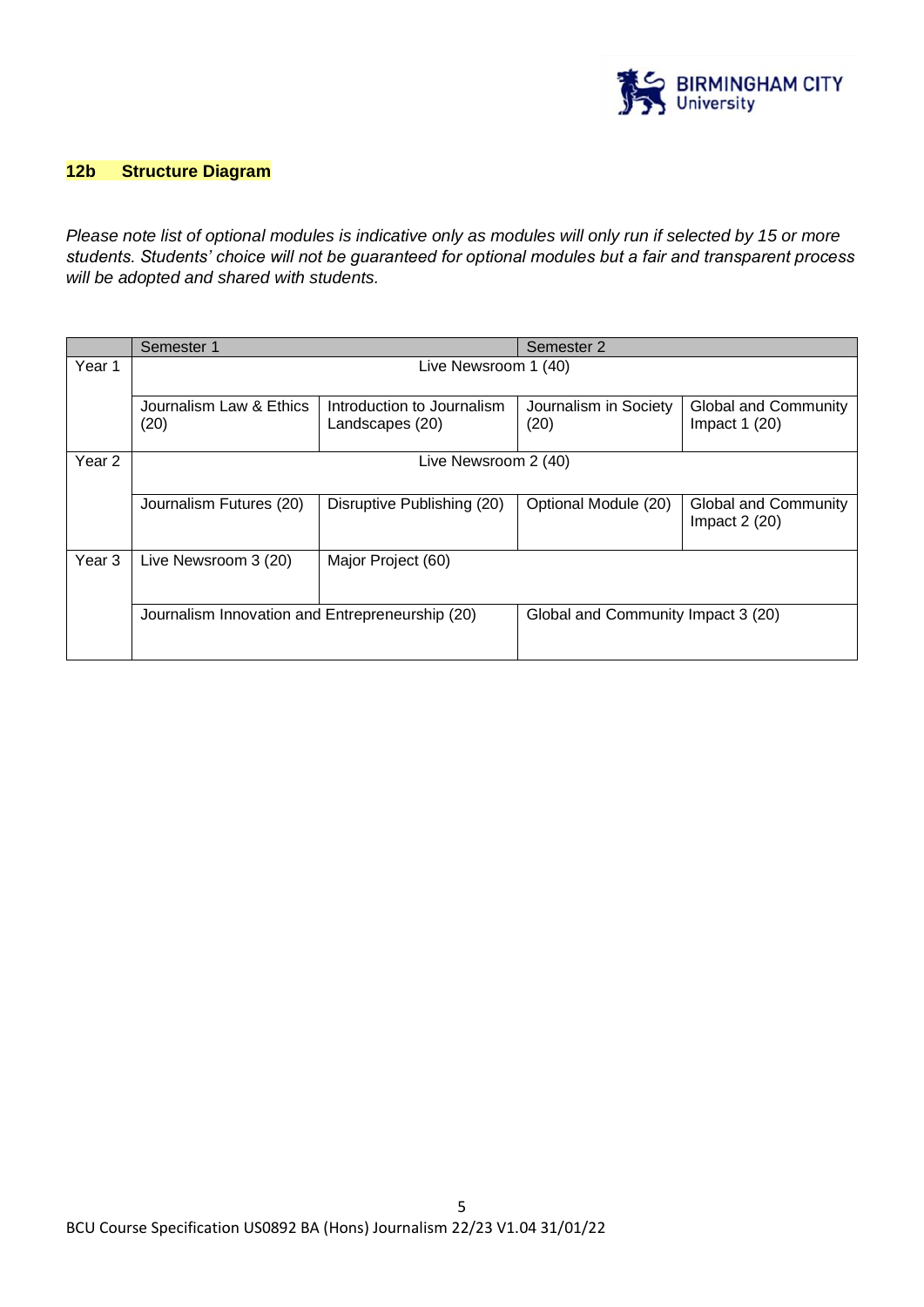## 12b Structure Diagram

*Please note list of optional modules is indicative only as modules will only run if selected by 15 or more students. Students' choice will not be guaranteed for optional modules but a fair and transparent process will be adopted and shared with students.*

| | Semester 1 | | Semester 2 | |
|---|---|---|---|---|
| Year 1 | Live Newsroom 1 (40) | | | |
| | Journalism Law & Ethics (20) | Introduction to Journalism Landscapes (20) | Journalism in Society (20) | Global and Community Impact 1 (20) |
| Year 2 | Live Newsroom 2 (40) | | | |
| | Journalism Futures (20) | Disruptive Publishing (20) | Optional Module (20) | Global and Community Impact 2 (20) |
| Year 3 | Live Newsroom 3 (20) | Major Project (60) | | |
| | Journalism Innovation and Entrepreneurship (20) | | Global and Community Impact 3 (20) | |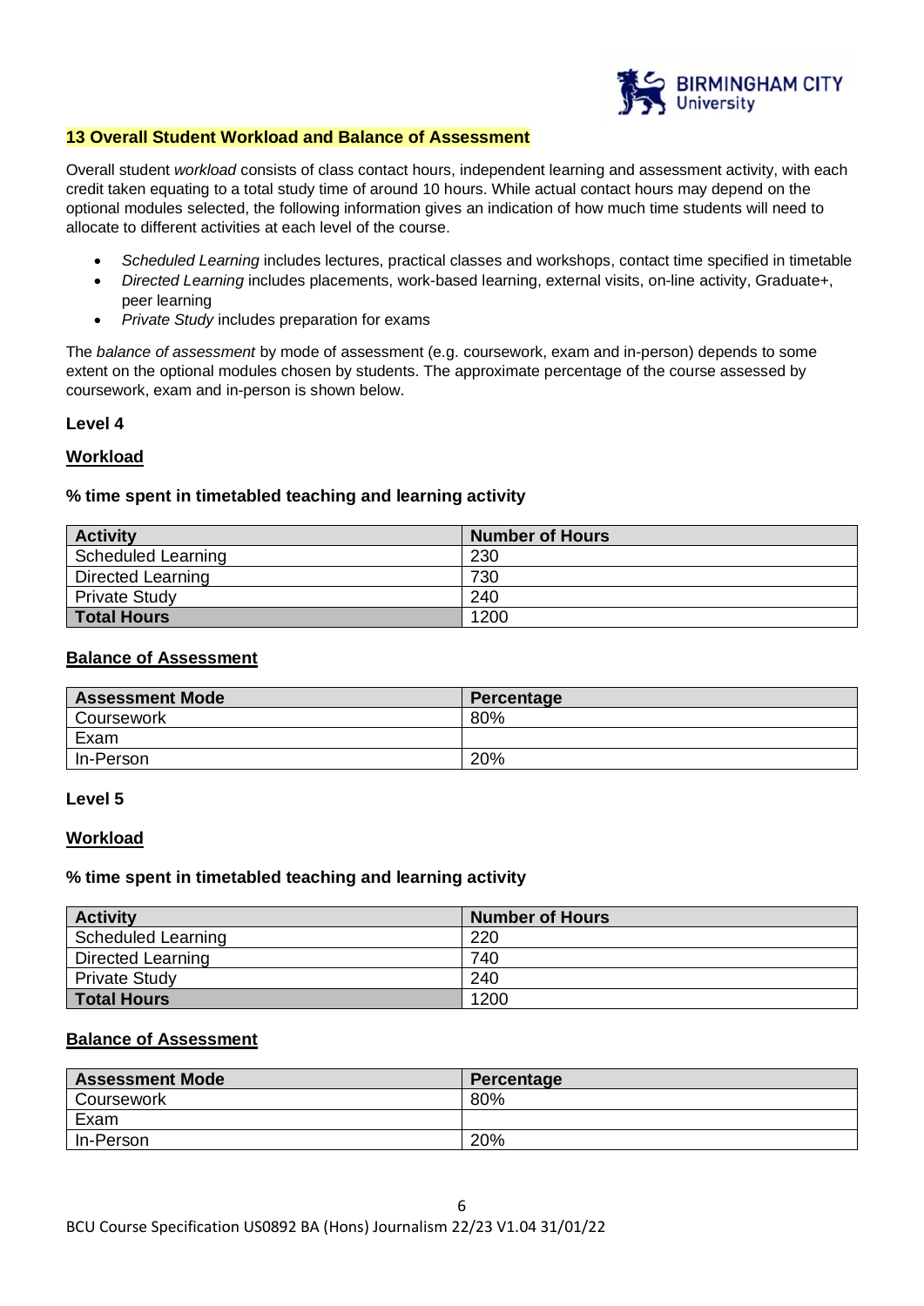## 13 Overall Student Workload and Balance of Assessment

Overall student *workload* consists of class contact hours, independent learning and assessment activity, with each credit taken equating to a total study time of around 10 hours. While actual contact hours may depend on the optional modules selected, the following information gives an indication of how much time students will need to allocate to different activities at each level of the course.

- *Scheduled Learning* includes lectures, practical classes and workshops, contact time specified in timetable
- *Directed Learning* includes placements, work-based learning, external visits, on-line activity, Graduate+, peer learning
- *Private Study* includes preparation for exams

The *balance of assessment* by mode of assessment (e.g. coursework, exam and in-person) depends to some extent on the optional modules chosen by students. The approximate percentage of the course assessed by coursework, exam and in-person is shown below.

### Level 4

**Workload**

**% time spent in timetabled teaching and learning activity**

| Activity | Number of Hours |
|---|---|
| Scheduled Learning | 230 |
| Directed Learning | 730 |
| Private Study | 240 |
| **Total Hours** | 1200 |

**Balance of Assessment**

| Assessment Mode | Percentage |
|---|---|
| Coursework | 80% |
| Exam | |
| In-Person | 20% |

### Level 5

**Workload**

**% time spent in timetabled teaching and learning activity**

| Activity | Number of Hours |
|---|---|
| Scheduled Learning | 220 |
| Directed Learning | 740 |
| Private Study | 240 |
| **Total Hours** | 1200 |

**Balance of Assessment**

| Assessment Mode | Percentage |
|---|---|
| Coursework | 80% |
| Exam | |
| In-Person | 20% |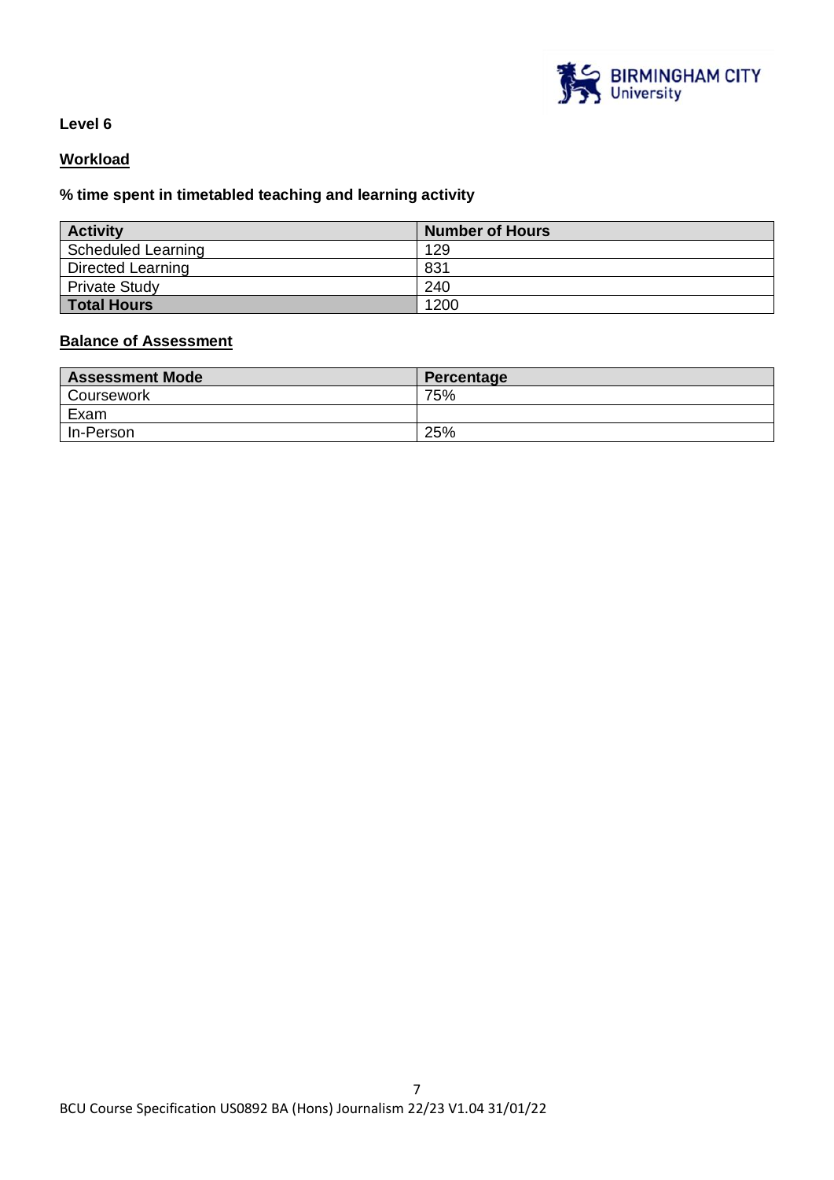**Level 6**

**Workload**

**% time spent in timetabled teaching and learning activity**

| Activity | Number of Hours |
|---|---|
| Scheduled Learning | 129 |
| Directed Learning | 831 |
| Private Study | 240 |
| **Total Hours** | 1200 |

**Balance of Assessment**

| Assessment Mode | Percentage |
|---|---|
| Coursework | 75% |
| Exam | |
| In-Person | 25% |